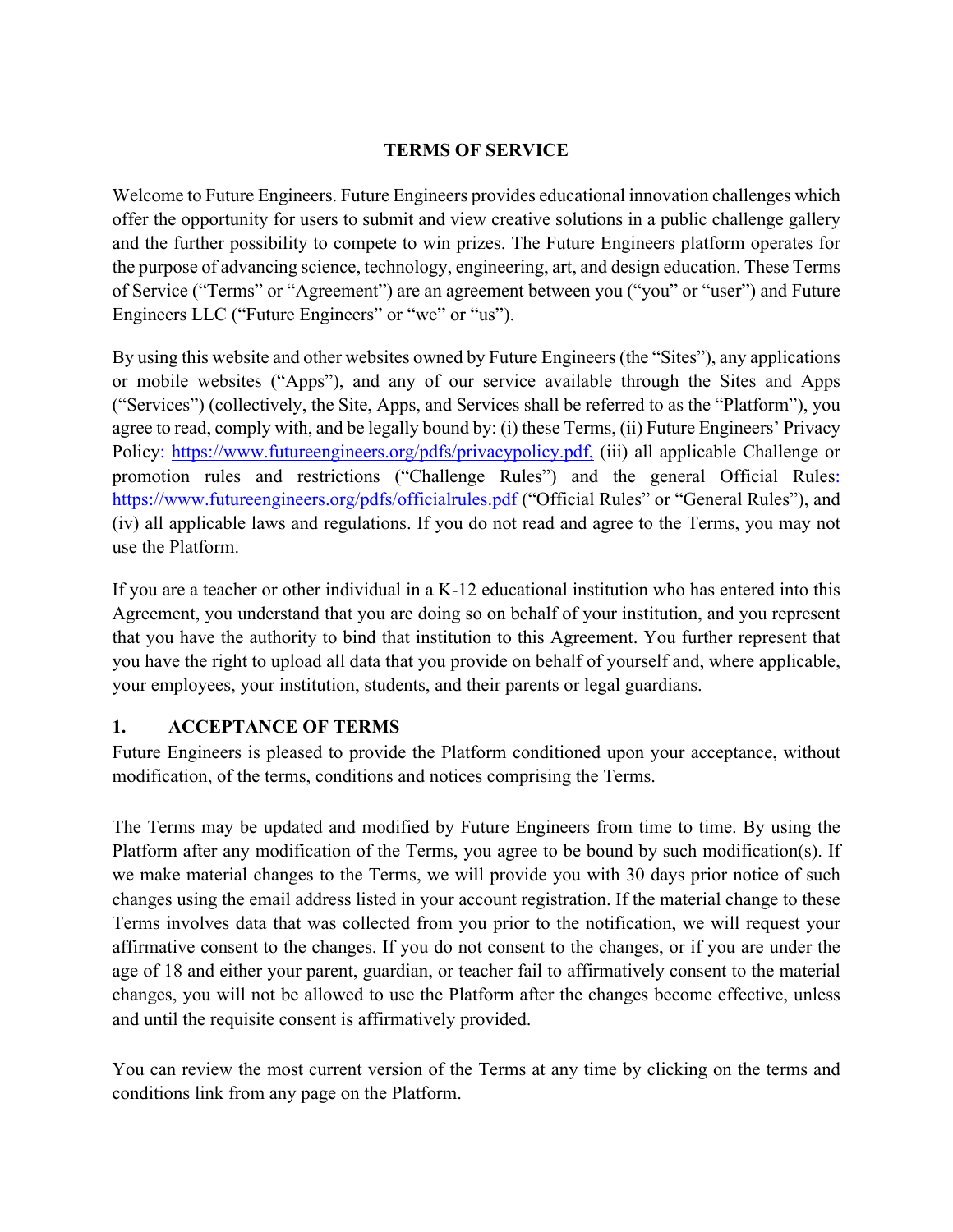# TERMS OF SERVICE

Welcome to Future Engineers. Future Engineers provides educational innovation challenges which offer the opportunity for users to submit and view creative solutions in a public challenge gallery and the further possibility to compete to win prizes. The Future Engineers platform operates for the purpose of advancing science, technology, engineering, art, and design education. These Terms of Service ("Terms" or "Agreement") are an agreement between you ("you" or "user") and Future Engineers LLC ("Future Engineers" or "we" or "us").

By using this website and other websites owned by Future Engineers (the "Sites"), any applications or mobile websites ("Apps"), and any of our service available through the Sites and Apps ("Services") (collectively, the Site, Apps, and Services shall be referred to as the "Platform"), you agree to read, comply with, and be legally bound by: (i) these Terms, (ii) Future Engineers' Privacy Policy: [https://www.futureengineers.org/pdfs/privacypolicy.pdf,](https://www.futureengineers.org/pdfs/privacypolicy.pdf) (iii) all applicable Challenge or promotion rules and restrictions ("Challenge Rules") and the general Official Rules: [https://www.futureengineers.org/pdfs/officialrules.pdf](https://www.futureengineers.org/pdfs/officialrules.pdf) ("Official Rules" or "General Rules"), and (iv) all applicable laws and regulations. If you do not read and agree to the Terms, you may not use the Platform.

If you are a teacher or other individual in a K-12 educational institution who has entered into this Agreement, you understand that you are doing so on behalf of your institution, and you represent that you have the authority to bind that institution to this Agreement. You further represent that you have the right to upload all data that you provide on behalf of yourself and, where applicable, your employees, your institution, students, and their parents or legal guardians.

## 1. ACCEPTANCE OF TERMS

Future Engineers is pleased to provide the Platform conditioned upon your acceptance, without modification, of the terms, conditions and notices comprising the Terms.

The Terms may be updated and modified by Future Engineers from time to time. By using the Platform after any modification of the Terms, you agree to be bound by such modification(s). If we make material changes to the Terms, we will provide you with 30 days prior notice of such changes using the email address listed in your account registration. If the material change to these Terms involves data that was collected from you prior to the notification, we will request your affirmative consent to the changes. If you do not consent to the changes, or if you are under the age of 18 and either your parent, guardian, or teacher fail to affirmatively consent to the material changes, you will not be allowed to use the Platform after the changes become effective, unless and until the requisite consent is affirmatively provided.

You can review the most current version of the Terms at any time by clicking on the terms and conditions link from any page on the Platform.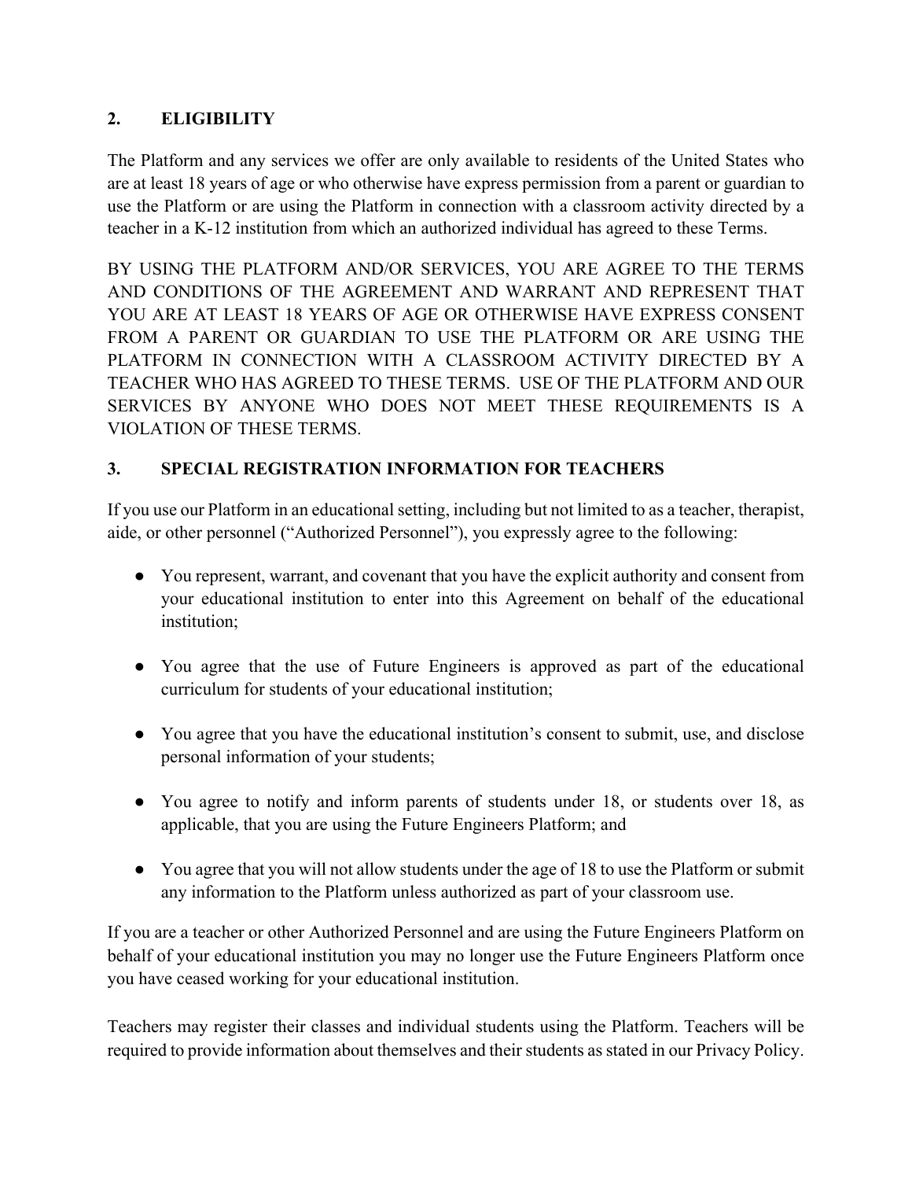## 2. ELIGIBILITY

The Platform and any services we offer are only available to residents of the United States who are at least 18 years of age or who otherwise have express permission from a parent or guardian to use the Platform or are using the Platform in connection with a classroom activity directed by a teacher in a K-12 institution from which an authorized individual has agreed to these Terms.

BY USING THE PLATFORM AND/OR SERVICES, YOU ARE AGREE TO THE TERMS AND CONDITIONS OF THE AGREEMENT AND WARRANT AND REPRESENT THAT YOU ARE AT LEAST 18 YEARS OF AGE OR OTHERWISE HAVE EXPRESS CONSENT FROM A PARENT OR GUARDIAN TO USE THE PLATFORM OR ARE USING THE PLATFORM IN CONNECTION WITH A CLASSROOM ACTIVITY DIRECTED BY A TEACHER WHO HAS AGREED TO THESE TERMS. USE OF THE PLATFORM AND OUR SERVICES BY ANYONE WHO DOES NOT MEET THESE REQUIREMENTS IS A VIOLATION OF THESE TERMS.

## 3. SPECIAL REGISTRATION INFORMATION FOR TEACHERS

If you use our Platform in an educational setting, including but not limited to as a teacher, therapist, aide, or other personnel ("Authorized Personnel"), you expressly agree to the following:

- You represent, warrant, and covenant that you have the explicit authority and consent from your educational institution to enter into this Agreement on behalf of the educational institution;
- You agree that the use of Future Engineers is approved as part of the educational curriculum for students of your educational institution;
- You agree that you have the educational institution's consent to submit, use, and disclose personal information of your students;
- You agree to notify and inform parents of students under 18, or students over 18, as applicable, that you are using the Future Engineers Platform; and
- You agree that you will not allow students under the age of 18 to use the Platform or submit any information to the Platform unless authorized as part of your classroom use.

If you are a teacher or other Authorized Personnel and are using the Future Engineers Platform on behalf of your educational institution you may no longer use the Future Engineers Platform once you have ceased working for your educational institution.

Teachers may register their classes and individual students using the Platform. Teachers will be required to provide information about themselves and their students as stated in our Privacy Policy.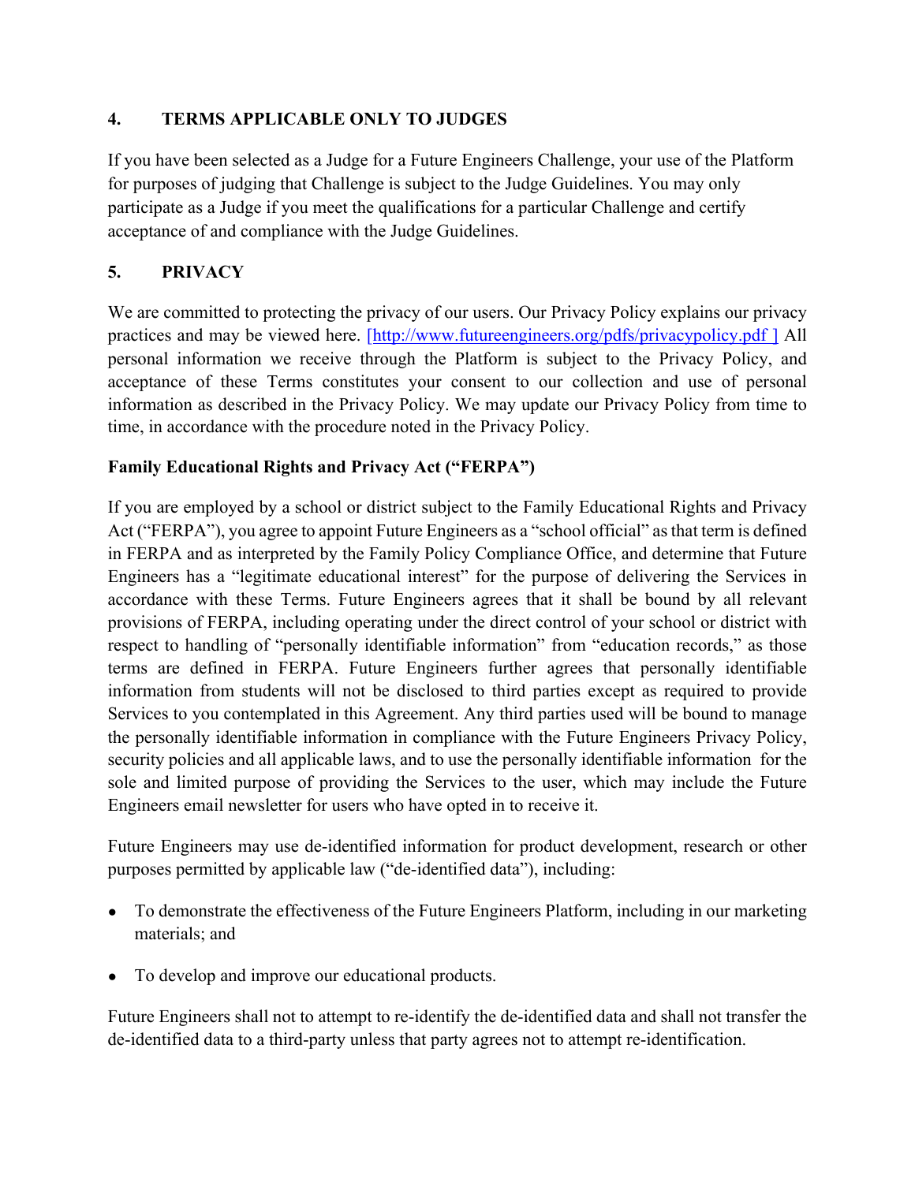## 4. TERMS APPLICABLE ONLY TO JUDGES

If you have been selected as a Judge for a Future Engineers Challenge, your use of the Platform for purposes of judging that Challenge is subject to the Judge Guidelines. You may only participate as a Judge if you meet the qualifications for a particular Challenge and certify acceptance of and compliance with the Judge Guidelines.

## 5. PRIVACY

We are committed to protecting the privacy of our users. Our Privacy Policy explains our privacy practices and may be viewed here. [http://www.futureengineers.org/pdfs/privacypolicy.pdf ] All personal information we receive through the Platform is subject to the Privacy Policy, and acceptance of these Terms constitutes your consent to our collection and use of personal information as described in the Privacy Policy. We may update our Privacy Policy from time to time, in accordance with the procedure noted in the Privacy Policy.

### Family Educational Rights and Privacy Act ("FERPA")

If you are employed by a school or district subject to the Family Educational Rights and Privacy Act ("FERPA"), you agree to appoint Future Engineers as a "school official" as that term is defined in FERPA and as interpreted by the Family Policy Compliance Office, and determine that Future Engineers has a "legitimate educational interest" for the purpose of delivering the Services in accordance with these Terms. Future Engineers agrees that it shall be bound by all relevant provisions of FERPA, including operating under the direct control of your school or district with respect to handling of "personally identifiable information" from "education records," as those terms are defined in FERPA. Future Engineers further agrees that personally identifiable information from students will not be disclosed to third parties except as required to provide Services to you contemplated in this Agreement. Any third parties used will be bound to manage the personally identifiable information in compliance with the Future Engineers Privacy Policy, security policies and all applicable laws, and to use the personally identifiable information for the sole and limited purpose of providing the Services to the user, which may include the Future Engineers email newsletter for users who have opted in to receive it.

Future Engineers may use de-identified information for product development, research or other purposes permitted by applicable law ("de-identified data"), including:

- To demonstrate the effectiveness of the Future Engineers Platform, including in our marketing materials; and
- To develop and improve our educational products.

Future Engineers shall not to attempt to re-identify the de-identified data and shall not transfer the de-identified data to a third-party unless that party agrees not to attempt re-identification.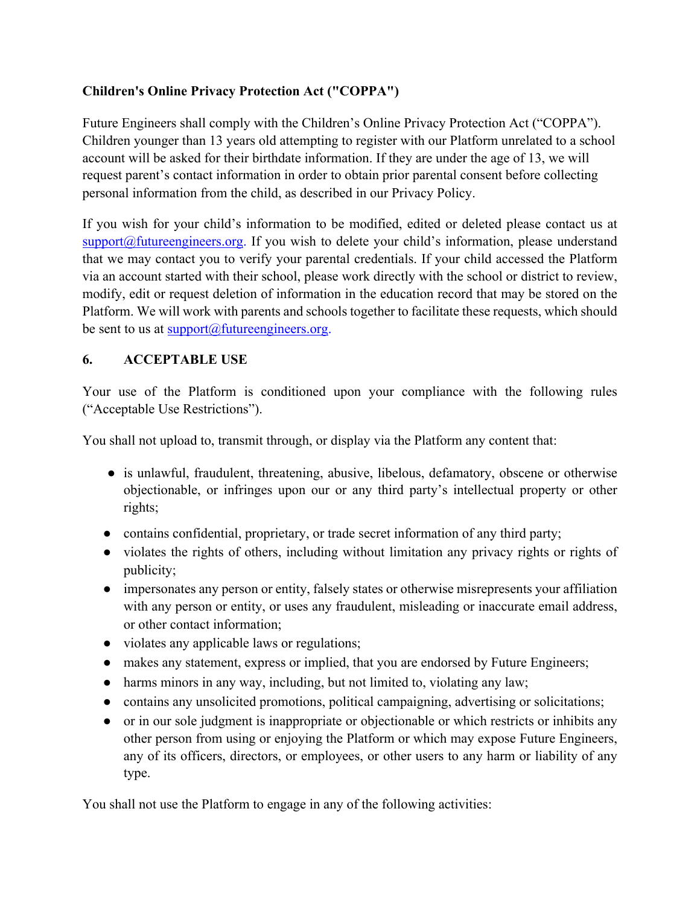**Children's Online Privacy Protection Act ("COPPA")**

Future Engineers shall comply with the Children's Online Privacy Protection Act ("COPPA"). Children younger than 13 years old attempting to register with our Platform unrelated to a school account will be asked for their birthdate information. If they are under the age of 13, we will request parent's contact information in order to obtain prior parental consent before collecting personal information from the child, as described in our Privacy Policy.

If you wish for your child's information to be modified, edited or deleted please contact us at support@futureengineers.org. If you wish to delete your child's information, please understand that we may contact you to verify your parental credentials. If your child accessed the Platform via an account started with their school, please work directly with the school or district to review, modify, edit or request deletion of information in the education record that may be stored on the Platform. We will work with parents and schools together to facilitate these requests, which should be sent to us at support@futureengineers.org.

## 6. ACCEPTABLE USE

Your use of the Platform is conditioned upon your compliance with the following rules ("Acceptable Use Restrictions").

You shall not upload to, transmit through, or display via the Platform any content that:

- is unlawful, fraudulent, threatening, abusive, libelous, defamatory, obscene or otherwise objectionable, or infringes upon our or any third party's intellectual property or other rights;
- contains confidential, proprietary, or trade secret information of any third party;
- violates the rights of others, including without limitation any privacy rights or rights of publicity;
- impersonates any person or entity, falsely states or otherwise misrepresents your affiliation with any person or entity, or uses any fraudulent, misleading or inaccurate email address, or other contact information;
- violates any applicable laws or regulations;
- makes any statement, express or implied, that you are endorsed by Future Engineers;
- harms minors in any way, including, but not limited to, violating any law;
- contains any unsolicited promotions, political campaigning, advertising or solicitations;
- or in our sole judgment is inappropriate or objectionable or which restricts or inhibits any other person from using or enjoying the Platform or which may expose Future Engineers, any of its officers, directors, or employees, or other users to any harm or liability of any type.

You shall not use the Platform to engage in any of the following activities: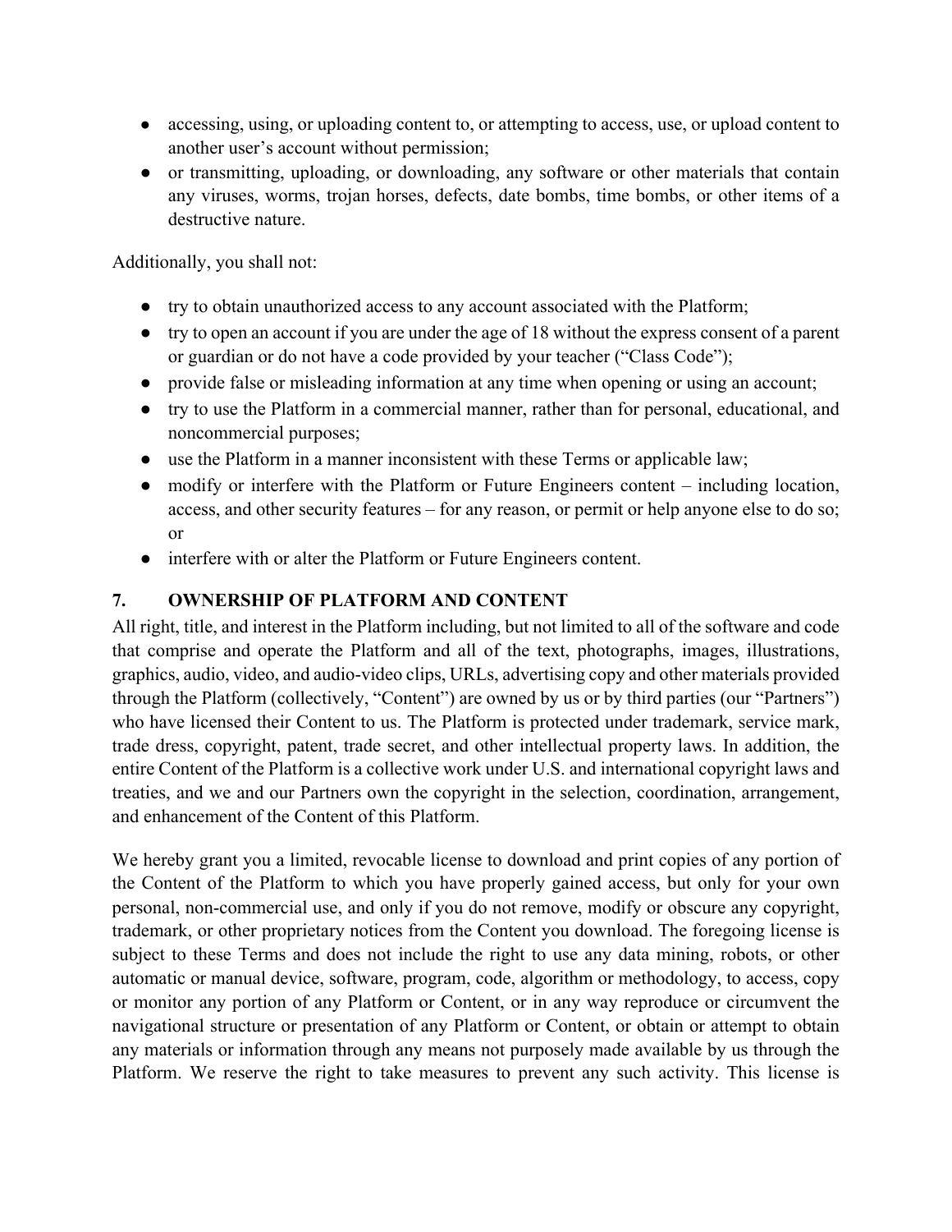- accessing, using, or uploading content to, or attempting to access, use, or upload content to another user's account without permission;
- or transmitting, uploading, or downloading, any software or other materials that contain any viruses, worms, trojan horses, defects, date bombs, time bombs, or other items of a destructive nature.

Additionally, you shall not:

- try to obtain unauthorized access to any account associated with the Platform;
- try to open an account if you are under the age of 18 without the express consent of a parent or guardian or do not have a code provided by your teacher ("Class Code");
- provide false or misleading information at any time when opening or using an account;
- try to use the Platform in a commercial manner, rather than for personal, educational, and noncommercial purposes;
- use the Platform in a manner inconsistent with these Terms or applicable law;
- modify or interfere with the Platform or Future Engineers content – including location, access, and other security features – for any reason, or permit or help anyone else to do so; or
- interfere with or alter the Platform or Future Engineers content.

## 7. OWNERSHIP OF PLATFORM AND CONTENT

All right, title, and interest in the Platform including, but not limited to all of the software and code that comprise and operate the Platform and all of the text, photographs, images, illustrations, graphics, audio, video, and audio-video clips, URLs, advertising copy and other materials provided through the Platform (collectively, "Content") are owned by us or by third parties (our "Partners") who have licensed their Content to us. The Platform is protected under trademark, service mark, trade dress, copyright, patent, trade secret, and other intellectual property laws. In addition, the entire Content of the Platform is a collective work under U.S. and international copyright laws and treaties, and we and our Partners own the copyright in the selection, coordination, arrangement, and enhancement of the Content of this Platform.

We hereby grant you a limited, revocable license to download and print copies of any portion of the Content of the Platform to which you have properly gained access, but only for your own personal, non-commercial use, and only if you do not remove, modify or obscure any copyright, trademark, or other proprietary notices from the Content you download. The foregoing license is subject to these Terms and does not include the right to use any data mining, robots, or other automatic or manual device, software, program, code, algorithm or methodology, to access, copy or monitor any portion of any Platform or Content, or in any way reproduce or circumvent the navigational structure or presentation of any Platform or Content, or obtain or attempt to obtain any materials or information through any means not purposely made available by us through the Platform. We reserve the right to take measures to prevent any such activity. This license is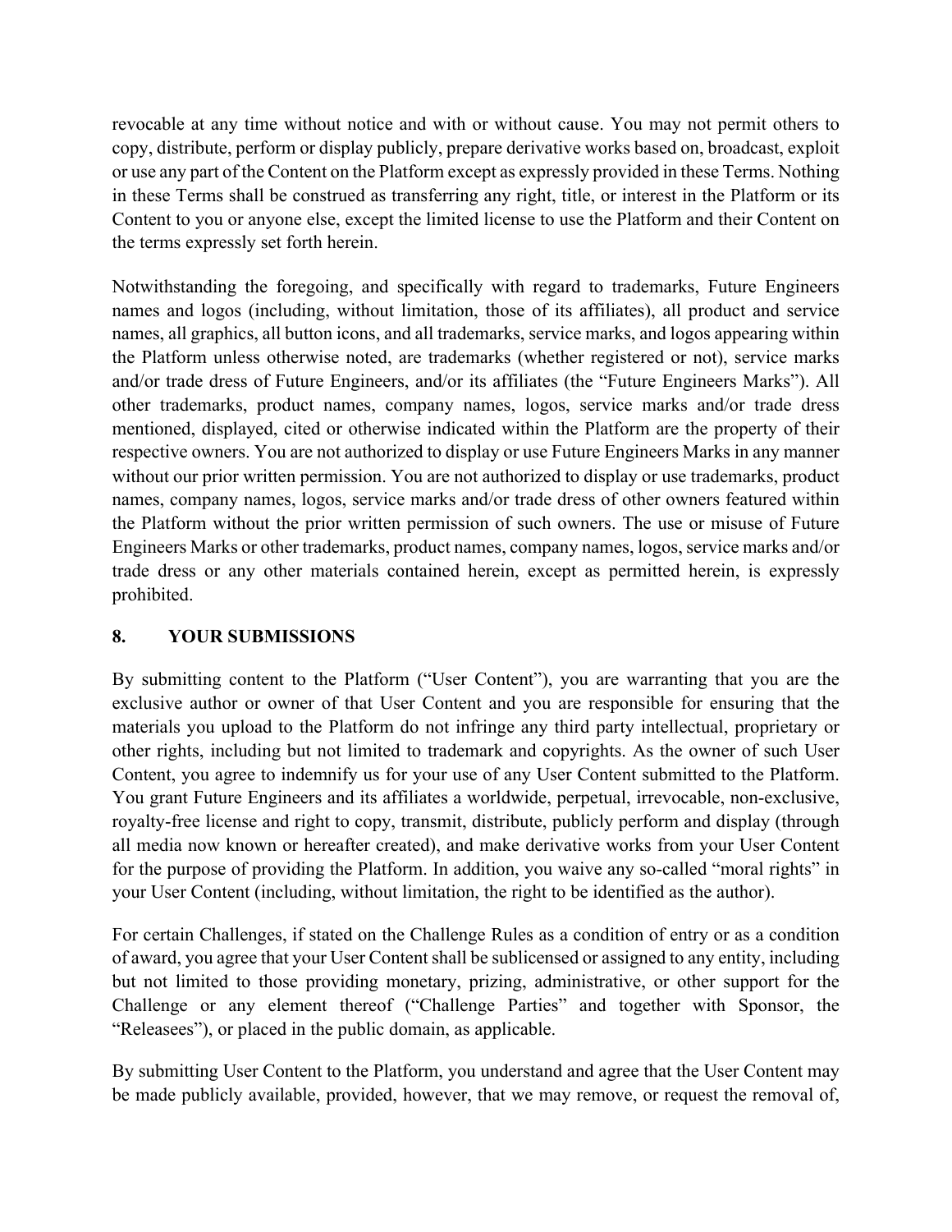revocable at any time without notice and with or without cause. You may not permit others to copy, distribute, perform or display publicly, prepare derivative works based on, broadcast, exploit or use any part of the Content on the Platform except as expressly provided in these Terms. Nothing in these Terms shall be construed as transferring any right, title, or interest in the Platform or its Content to you or anyone else, except the limited license to use the Platform and their Content on the terms expressly set forth herein.

Notwithstanding the foregoing, and specifically with regard to trademarks, Future Engineers names and logos (including, without limitation, those of its affiliates), all product and service names, all graphics, all button icons, and all trademarks, service marks, and logos appearing within the Platform unless otherwise noted, are trademarks (whether registered or not), service marks and/or trade dress of Future Engineers, and/or its affiliates (the "Future Engineers Marks"). All other trademarks, product names, company names, logos, service marks and/or trade dress mentioned, displayed, cited or otherwise indicated within the Platform are the property of their respective owners. You are not authorized to display or use Future Engineers Marks in any manner without our prior written permission. You are not authorized to display or use trademarks, product names, company names, logos, service marks and/or trade dress of other owners featured within the Platform without the prior written permission of such owners. The use or misuse of Future Engineers Marks or other trademarks, product names, company names, logos, service marks and/or trade dress or any other materials contained herein, except as permitted herein, is expressly prohibited.

## 8. YOUR SUBMISSIONS

By submitting content to the Platform ("User Content"), you are warranting that you are the exclusive author or owner of that User Content and you are responsible for ensuring that the materials you upload to the Platform do not infringe any third party intellectual, proprietary or other rights, including but not limited to trademark and copyrights. As the owner of such User Content, you agree to indemnify us for your use of any User Content submitted to the Platform. You grant Future Engineers and its affiliates a worldwide, perpetual, irrevocable, non-exclusive, royalty-free license and right to copy, transmit, distribute, publicly perform and display (through all media now known or hereafter created), and make derivative works from your User Content for the purpose of providing the Platform. In addition, you waive any so-called "moral rights" in your User Content (including, without limitation, the right to be identified as the author).

For certain Challenges, if stated on the Challenge Rules as a condition of entry or as a condition of award, you agree that your User Content shall be sublicensed or assigned to any entity, including but not limited to those providing monetary, prizing, administrative, or other support for the Challenge or any element thereof ("Challenge Parties" and together with Sponsor, the "Releasees"), or placed in the public domain, as applicable.

By submitting User Content to the Platform, you understand and agree that the User Content may be made publicly available, provided, however, that we may remove, or request the removal of,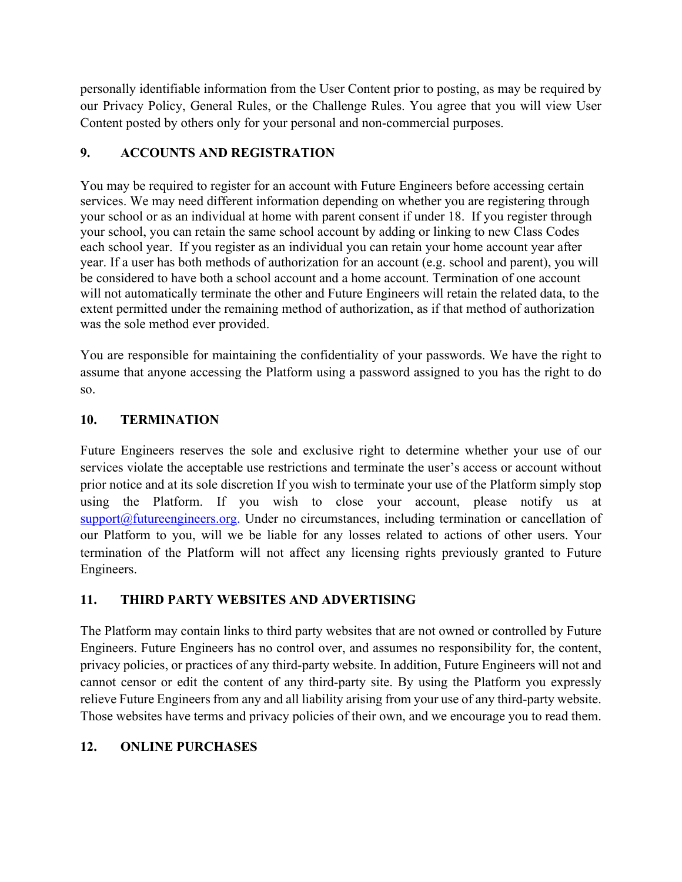personally identifiable information from the User Content prior to posting, as may be required by our Privacy Policy, General Rules, or the Challenge Rules. You agree that you will view User Content posted by others only for your personal and non-commercial purposes.

## 9. ACCOUNTS AND REGISTRATION

You may be required to register for an account with Future Engineers before accessing certain services. We may need different information depending on whether you are registering through your school or as an individual at home with parent consent if under 18. If you register through your school, you can retain the same school account by adding or linking to new Class Codes each school year. If you register as an individual you can retain your home account year after year. If a user has both methods of authorization for an account (e.g. school and parent), you will be considered to have both a school account and a home account. Termination of one account will not automatically terminate the other and Future Engineers will retain the related data, to the extent permitted under the remaining method of authorization, as if that method of authorization was the sole method ever provided.

You are responsible for maintaining the confidentiality of your passwords. We have the right to assume that anyone accessing the Platform using a password assigned to you has the right to do so.

## 10. TERMINATION

Future Engineers reserves the sole and exclusive right to determine whether your use of our services violate the acceptable use restrictions and terminate the user's access or account without prior notice and at its sole discretion If you wish to terminate your use of the Platform simply stop using the Platform. If you wish to close your account, please notify us at support@futureengineers.org. Under no circumstances, including termination or cancellation of our Platform to you, will we be liable for any losses related to actions of other users. Your termination of the Platform will not affect any licensing rights previously granted to Future Engineers.

## 11. THIRD PARTY WEBSITES AND ADVERTISING

The Platform may contain links to third party websites that are not owned or controlled by Future Engineers. Future Engineers has no control over, and assumes no responsibility for, the content, privacy policies, or practices of any third-party website. In addition, Future Engineers will not and cannot censor or edit the content of any third-party site. By using the Platform you expressly relieve Future Engineers from any and all liability arising from your use of any third-party website. Those websites have terms and privacy policies of their own, and we encourage you to read them.

## 12. ONLINE PURCHASES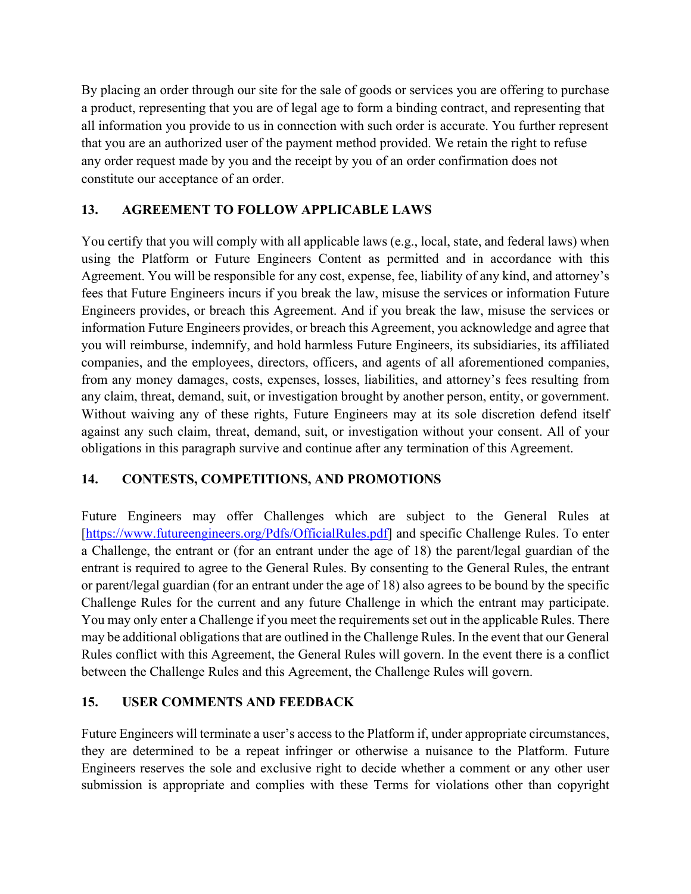By placing an order through our site for the sale of goods or services you are offering to purchase a product, representing that you are of legal age to form a binding contract, and representing that all information you provide to us in connection with such order is accurate. You further represent that you are an authorized user of the payment method provided. We retain the right to refuse any order request made by you and the receipt by you of an order confirmation does not constitute our acceptance of an order.

## 13. AGREEMENT TO FOLLOW APPLICABLE LAWS

You certify that you will comply with all applicable laws (e.g., local, state, and federal laws) when using the Platform or Future Engineers Content as permitted and in accordance with this Agreement. You will be responsible for any cost, expense, fee, liability of any kind, and attorney's fees that Future Engineers incurs if you break the law, misuse the services or information Future Engineers provides, or breach this Agreement. And if you break the law, misuse the services or information Future Engineers provides, or breach this Agreement, you acknowledge and agree that you will reimburse, indemnify, and hold harmless Future Engineers, its subsidiaries, its affiliated companies, and the employees, directors, officers, and agents of all aforementioned companies, from any money damages, costs, expenses, losses, liabilities, and attorney's fees resulting from any claim, threat, demand, suit, or investigation brought by another person, entity, or government. Without waiving any of these rights, Future Engineers may at its sole discretion defend itself against any such claim, threat, demand, suit, or investigation without your consent. All of your obligations in this paragraph survive and continue after any termination of this Agreement.

## 14. CONTESTS, COMPETITIONS, AND PROMOTIONS

Future Engineers may offer Challenges which are subject to the General Rules at [https://www.futureengineers.org/Pdfs/OfficialRules.pdf] and specific Challenge Rules. To enter a Challenge, the entrant or (for an entrant under the age of 18) the parent/legal guardian of the entrant is required to agree to the General Rules. By consenting to the General Rules, the entrant or parent/legal guardian (for an entrant under the age of 18) also agrees to be bound by the specific Challenge Rules for the current and any future Challenge in which the entrant may participate. You may only enter a Challenge if you meet the requirements set out in the applicable Rules. There may be additional obligations that are outlined in the Challenge Rules. In the event that our General Rules conflict with this Agreement, the General Rules will govern. In the event there is a conflict between the Challenge Rules and this Agreement, the Challenge Rules will govern.

## 15. USER COMMENTS AND FEEDBACK

Future Engineers will terminate a user's access to the Platform if, under appropriate circumstances, they are determined to be a repeat infringer or otherwise a nuisance to the Platform. Future Engineers reserves the sole and exclusive right to decide whether a comment or any other user submission is appropriate and complies with these Terms for violations other than copyright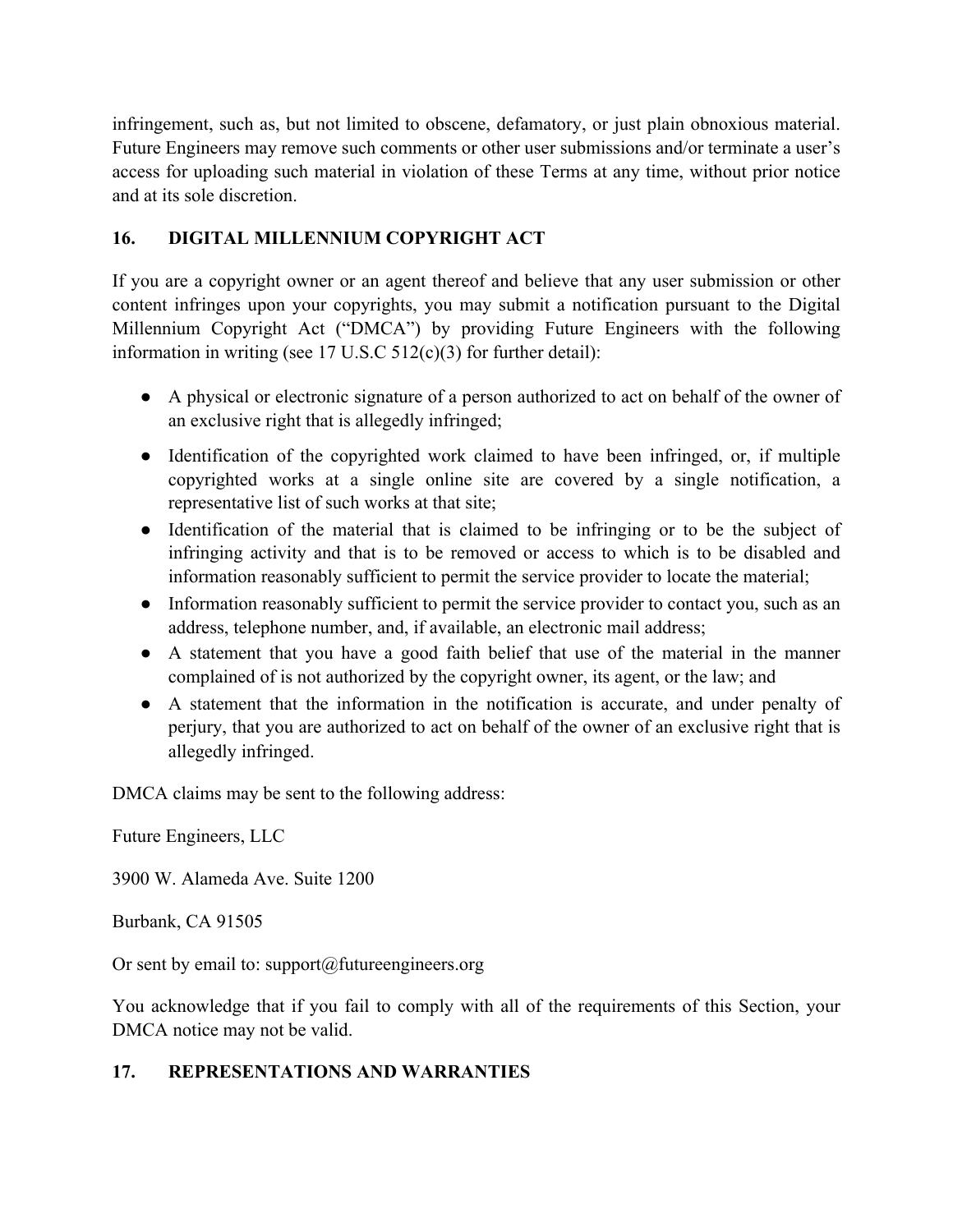infringement, such as, but not limited to obscene, defamatory, or just plain obnoxious material. Future Engineers may remove such comments or other user submissions and/or terminate a user's access for uploading such material in violation of these Terms at any time, without prior notice and at its sole discretion.

## 16. DIGITAL MILLENNIUM COPYRIGHT ACT

If you are a copyright owner or an agent thereof and believe that any user submission or other content infringes upon your copyrights, you may submit a notification pursuant to the Digital Millennium Copyright Act ("DMCA") by providing Future Engineers with the following information in writing (see 17 U.S.C 512(c)(3) for further detail):

- A physical or electronic signature of a person authorized to act on behalf of the owner of an exclusive right that is allegedly infringed;
- Identification of the copyrighted work claimed to have been infringed, or, if multiple copyrighted works at a single online site are covered by a single notification, a representative list of such works at that site;
- Identification of the material that is claimed to be infringing or to be the subject of infringing activity and that is to be removed or access to which is to be disabled and information reasonably sufficient to permit the service provider to locate the material;
- Information reasonably sufficient to permit the service provider to contact you, such as an address, telephone number, and, if available, an electronic mail address;
- A statement that you have a good faith belief that use of the material in the manner complained of is not authorized by the copyright owner, its agent, or the law; and
- A statement that the information in the notification is accurate, and under penalty of perjury, that you are authorized to act on behalf of the owner of an exclusive right that is allegedly infringed.

DMCA claims may be sent to the following address:

Future Engineers, LLC

3900 W. Alameda Ave. Suite 1200

Burbank, CA 91505

Or sent by email to: support@futureengineers.org

You acknowledge that if you fail to comply with all of the requirements of this Section, your DMCA notice may not be valid.

## 17. REPRESENTATIONS AND WARRANTIES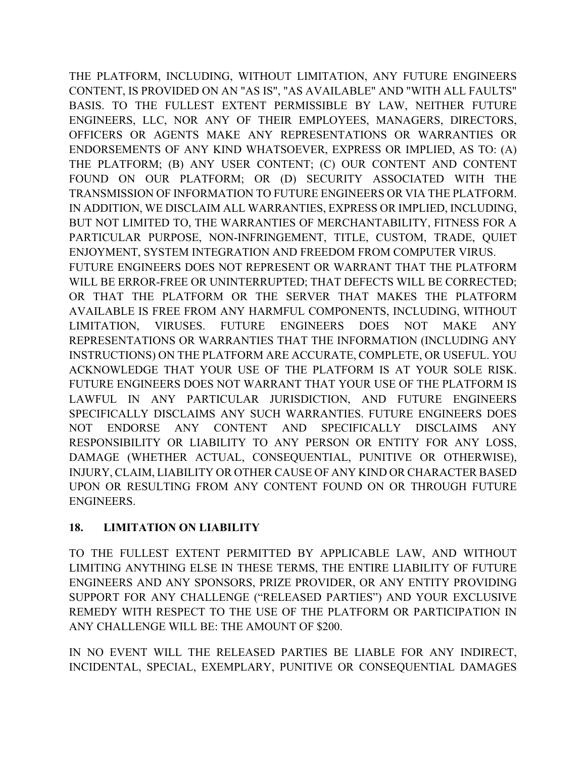THE PLATFORM, INCLUDING, WITHOUT LIMITATION, ANY FUTURE ENGINEERS CONTENT, IS PROVIDED ON AN "AS IS", "AS AVAILABLE" AND "WITH ALL FAULTS" BASIS. TO THE FULLEST EXTENT PERMISSIBLE BY LAW, NEITHER FUTURE ENGINEERS, LLC, NOR ANY OF THEIR EMPLOYEES, MANAGERS, DIRECTORS, OFFICERS OR AGENTS MAKE ANY REPRESENTATIONS OR WARRANTIES OR ENDORSEMENTS OF ANY KIND WHATSOEVER, EXPRESS OR IMPLIED, AS TO: (A) THE PLATFORM; (B) ANY USER CONTENT; (C) OUR CONTENT AND CONTENT FOUND ON OUR PLATFORM; OR (D) SECURITY ASSOCIATED WITH THE TRANSMISSION OF INFORMATION TO FUTURE ENGINEERS OR VIA THE PLATFORM. IN ADDITION, WE DISCLAIM ALL WARRANTIES, EXPRESS OR IMPLIED, INCLUDING, BUT NOT LIMITED TO, THE WARRANTIES OF MERCHANTABILITY, FITNESS FOR A PARTICULAR PURPOSE, NON-INFRINGEMENT, TITLE, CUSTOM, TRADE, QUIET ENJOYMENT, SYSTEM INTEGRATION AND FREEDOM FROM COMPUTER VIRUS.
FUTURE ENGINEERS DOES NOT REPRESENT OR WARRANT THAT THE PLATFORM WILL BE ERROR-FREE OR UNINTERRUPTED; THAT DEFECTS WILL BE CORRECTED; OR THAT THE PLATFORM OR THE SERVER THAT MAKES THE PLATFORM AVAILABLE IS FREE FROM ANY HARMFUL COMPONENTS, INCLUDING, WITHOUT LIMITATION, VIRUSES. FUTURE ENGINEERS DOES NOT MAKE ANY REPRESENTATIONS OR WARRANTIES THAT THE INFORMATION (INCLUDING ANY INSTRUCTIONS) ON THE PLATFORM ARE ACCURATE, COMPLETE, OR USEFUL. YOU ACKNOWLEDGE THAT YOUR USE OF THE PLATFORM IS AT YOUR SOLE RISK. FUTURE ENGINEERS DOES NOT WARRANT THAT YOUR USE OF THE PLATFORM IS LAWFUL IN ANY PARTICULAR JURISDICTION, AND FUTURE ENGINEERS SPECIFICALLY DISCLAIMS ANY SUCH WARRANTIES. FUTURE ENGINEERS DOES NOT ENDORSE ANY CONTENT AND SPECIFICALLY DISCLAIMS ANY RESPONSIBILITY OR LIABILITY TO ANY PERSON OR ENTITY FOR ANY LOSS, DAMAGE (WHETHER ACTUAL, CONSEQUENTIAL, PUNITIVE OR OTHERWISE), INJURY, CLAIM, LIABILITY OR OTHER CAUSE OF ANY KIND OR CHARACTER BASED UPON OR RESULTING FROM ANY CONTENT FOUND ON OR THROUGH FUTURE ENGINEERS.

## 18. LIMITATION ON LIABILITY

TO THE FULLEST EXTENT PERMITTED BY APPLICABLE LAW, AND WITHOUT LIMITING ANYTHING ELSE IN THESE TERMS, THE ENTIRE LIABILITY OF FUTURE ENGINEERS AND ANY SPONSORS, PRIZE PROVIDER, OR ANY ENTITY PROVIDING SUPPORT FOR ANY CHALLENGE ("RELEASED PARTIES") AND YOUR EXCLUSIVE REMEDY WITH RESPECT TO THE USE OF THE PLATFORM OR PARTICIPATION IN ANY CHALLENGE WILL BE: THE AMOUNT OF $200.

IN NO EVENT WILL THE RELEASED PARTIES BE LIABLE FOR ANY INDIRECT, INCIDENTAL, SPECIAL, EXEMPLARY, PUNITIVE OR CONSEQUENTIAL DAMAGES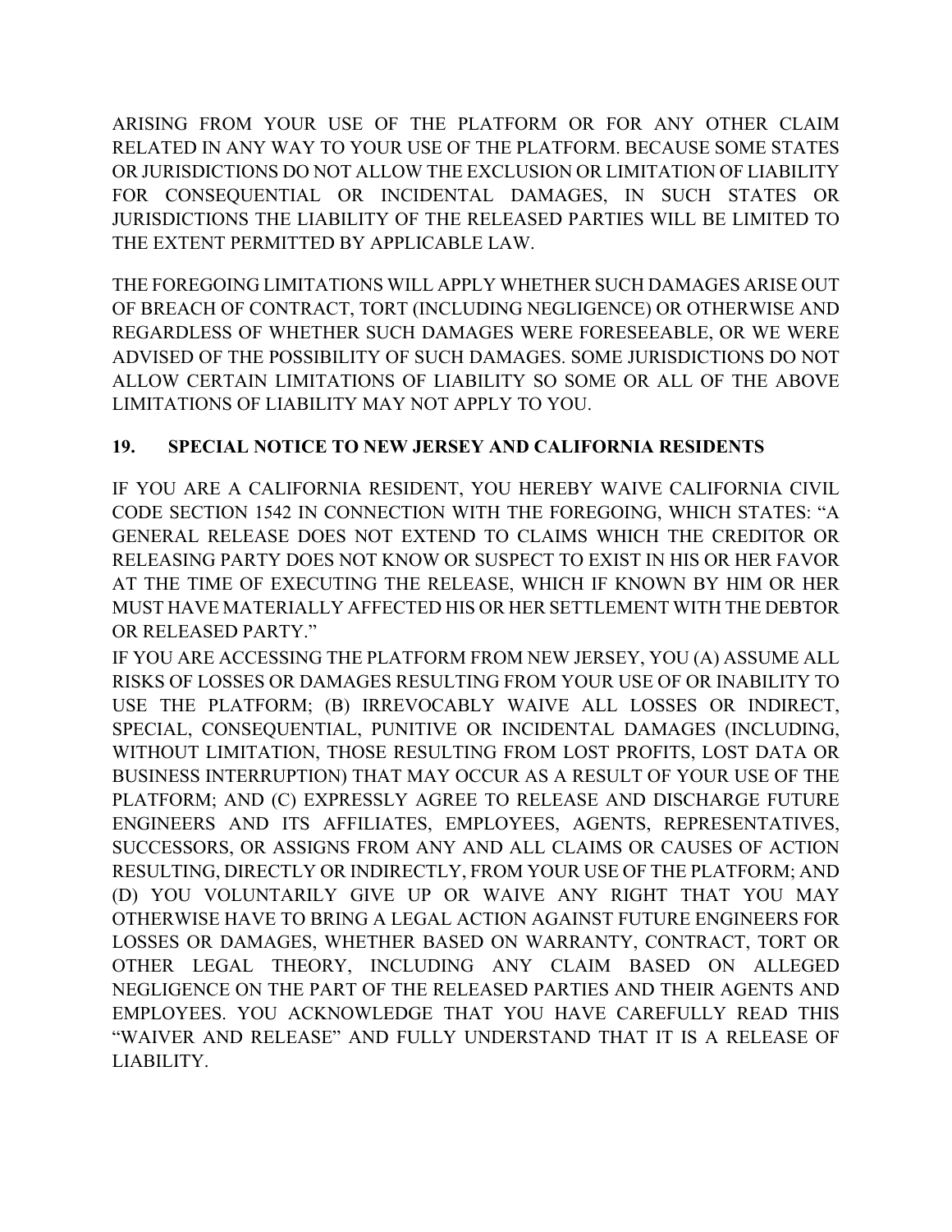ARISING FROM YOUR USE OF THE PLATFORM OR FOR ANY OTHER CLAIM RELATED IN ANY WAY TO YOUR USE OF THE PLATFORM. BECAUSE SOME STATES OR JURISDICTIONS DO NOT ALLOW THE EXCLUSION OR LIMITATION OF LIABILITY FOR CONSEQUENTIAL OR INCIDENTAL DAMAGES, IN SUCH STATES OR JURISDICTIONS THE LIABILITY OF THE RELEASED PARTIES WILL BE LIMITED TO THE EXTENT PERMITTED BY APPLICABLE LAW.

THE FOREGOING LIMITATIONS WILL APPLY WHETHER SUCH DAMAGES ARISE OUT OF BREACH OF CONTRACT, TORT (INCLUDING NEGLIGENCE) OR OTHERWISE AND REGARDLESS OF WHETHER SUCH DAMAGES WERE FORESEEABLE, OR WE WERE ADVISED OF THE POSSIBILITY OF SUCH DAMAGES. SOME JURISDICTIONS DO NOT ALLOW CERTAIN LIMITATIONS OF LIABILITY SO SOME OR ALL OF THE ABOVE LIMITATIONS OF LIABILITY MAY NOT APPLY TO YOU.

## 19. SPECIAL NOTICE TO NEW JERSEY AND CALIFORNIA RESIDENTS

IF YOU ARE A CALIFORNIA RESIDENT, YOU HEREBY WAIVE CALIFORNIA CIVIL CODE SECTION 1542 IN CONNECTION WITH THE FOREGOING, WHICH STATES: "A GENERAL RELEASE DOES NOT EXTEND TO CLAIMS WHICH THE CREDITOR OR RELEASING PARTY DOES NOT KNOW OR SUSPECT TO EXIST IN HIS OR HER FAVOR AT THE TIME OF EXECUTING THE RELEASE, WHICH IF KNOWN BY HIM OR HER MUST HAVE MATERIALLY AFFECTED HIS OR HER SETTLEMENT WITH THE DEBTOR OR RELEASED PARTY."

IF YOU ARE ACCESSING THE PLATFORM FROM NEW JERSEY, YOU (A) ASSUME ALL RISKS OF LOSSES OR DAMAGES RESULTING FROM YOUR USE OF OR INABILITY TO USE THE PLATFORM; (B) IRREVOCABLY WAIVE ALL LOSSES OR INDIRECT, SPECIAL, CONSEQUENTIAL, PUNITIVE OR INCIDENTAL DAMAGES (INCLUDING, WITHOUT LIMITATION, THOSE RESULTING FROM LOST PROFITS, LOST DATA OR BUSINESS INTERRUPTION) THAT MAY OCCUR AS A RESULT OF YOUR USE OF THE PLATFORM; AND (C) EXPRESSLY AGREE TO RELEASE AND DISCHARGE FUTURE ENGINEERS AND ITS AFFILIATES, EMPLOYEES, AGENTS, REPRESENTATIVES, SUCCESSORS, OR ASSIGNS FROM ANY AND ALL CLAIMS OR CAUSES OF ACTION RESULTING, DIRECTLY OR INDIRECTLY, FROM YOUR USE OF THE PLATFORM; AND (D) YOU VOLUNTARILY GIVE UP OR WAIVE ANY RIGHT THAT YOU MAY OTHERWISE HAVE TO BRING A LEGAL ACTION AGAINST FUTURE ENGINEERS FOR LOSSES OR DAMAGES, WHETHER BASED ON WARRANTY, CONTRACT, TORT OR OTHER LEGAL THEORY, INCLUDING ANY CLAIM BASED ON ALLEGED NEGLIGENCE ON THE PART OF THE RELEASED PARTIES AND THEIR AGENTS AND EMPLOYEES. YOU ACKNOWLEDGE THAT YOU HAVE CAREFULLY READ THIS "WAIVER AND RELEASE" AND FULLY UNDERSTAND THAT IT IS A RELEASE OF LIABILITY.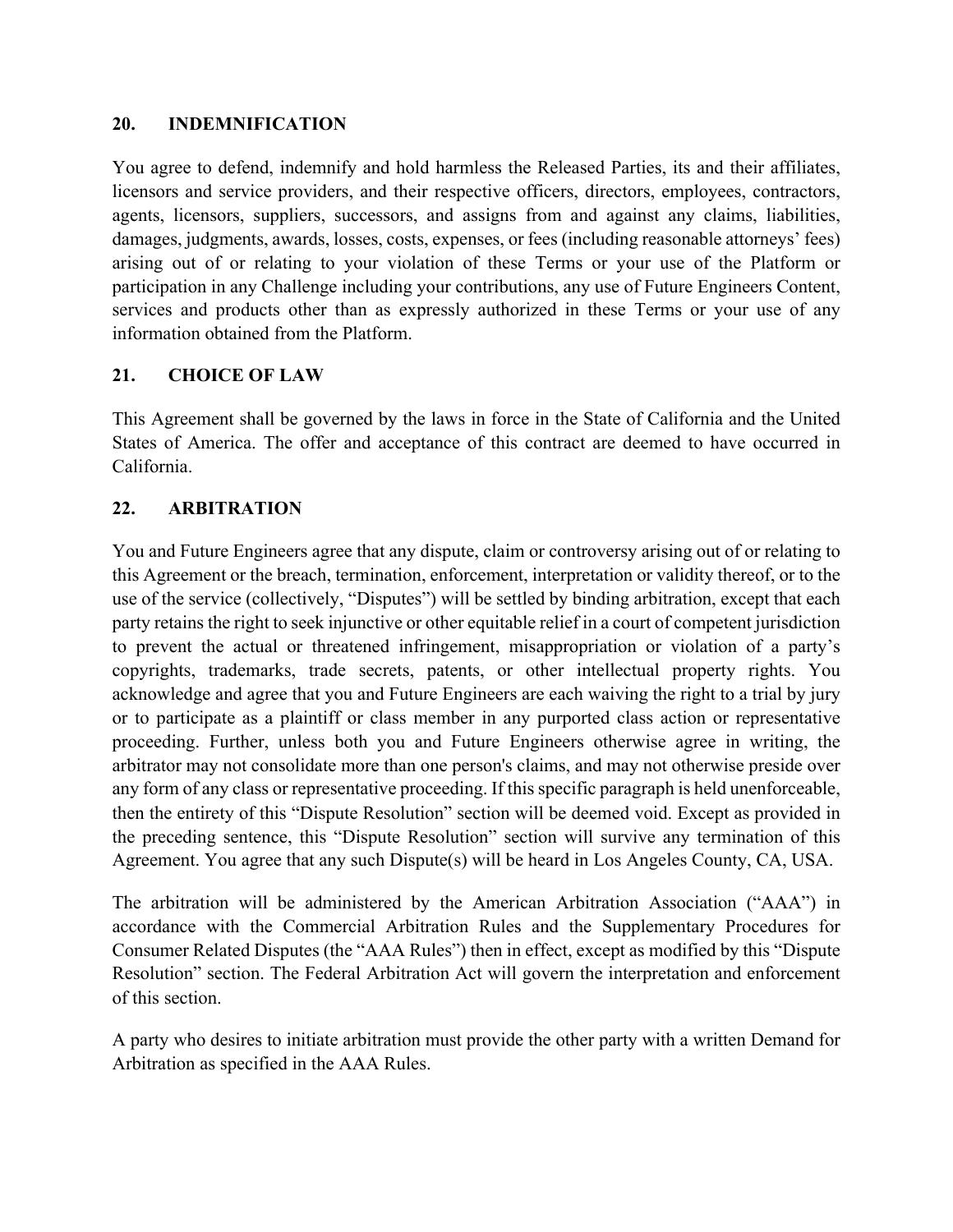## 20. INDEMNIFICATION

You agree to defend, indemnify and hold harmless the Released Parties, its and their affiliates, licensors and service providers, and their respective officers, directors, employees, contractors, agents, licensors, suppliers, successors, and assigns from and against any claims, liabilities, damages, judgments, awards, losses, costs, expenses, or fees (including reasonable attorneys' fees) arising out of or relating to your violation of these Terms or your use of the Platform or participation in any Challenge including your contributions, any use of Future Engineers Content, services and products other than as expressly authorized in these Terms or your use of any information obtained from the Platform.

## 21. CHOICE OF LAW

This Agreement shall be governed by the laws in force in the State of California and the United States of America. The offer and acceptance of this contract are deemed to have occurred in California.

## 22. ARBITRATION

You and Future Engineers agree that any dispute, claim or controversy arising out of or relating to this Agreement or the breach, termination, enforcement, interpretation or validity thereof, or to the use of the service (collectively, "Disputes") will be settled by binding arbitration, except that each party retains the right to seek injunctive or other equitable relief in a court of competent jurisdiction to prevent the actual or threatened infringement, misappropriation or violation of a party's copyrights, trademarks, trade secrets, patents, or other intellectual property rights. You acknowledge and agree that you and Future Engineers are each waiving the right to a trial by jury or to participate as a plaintiff or class member in any purported class action or representative proceeding. Further, unless both you and Future Engineers otherwise agree in writing, the arbitrator may not consolidate more than one person's claims, and may not otherwise preside over any form of any class or representative proceeding. If this specific paragraph is held unenforceable, then the entirety of this "Dispute Resolution" section will be deemed void. Except as provided in the preceding sentence, this "Dispute Resolution" section will survive any termination of this Agreement. You agree that any such Dispute(s) will be heard in Los Angeles County, CA, USA.

The arbitration will be administered by the American Arbitration Association ("AAA") in accordance with the Commercial Arbitration Rules and the Supplementary Procedures for Consumer Related Disputes (the "AAA Rules") then in effect, except as modified by this "Dispute Resolution" section. The Federal Arbitration Act will govern the interpretation and enforcement of this section.

A party who desires to initiate arbitration must provide the other party with a written Demand for Arbitration as specified in the AAA Rules.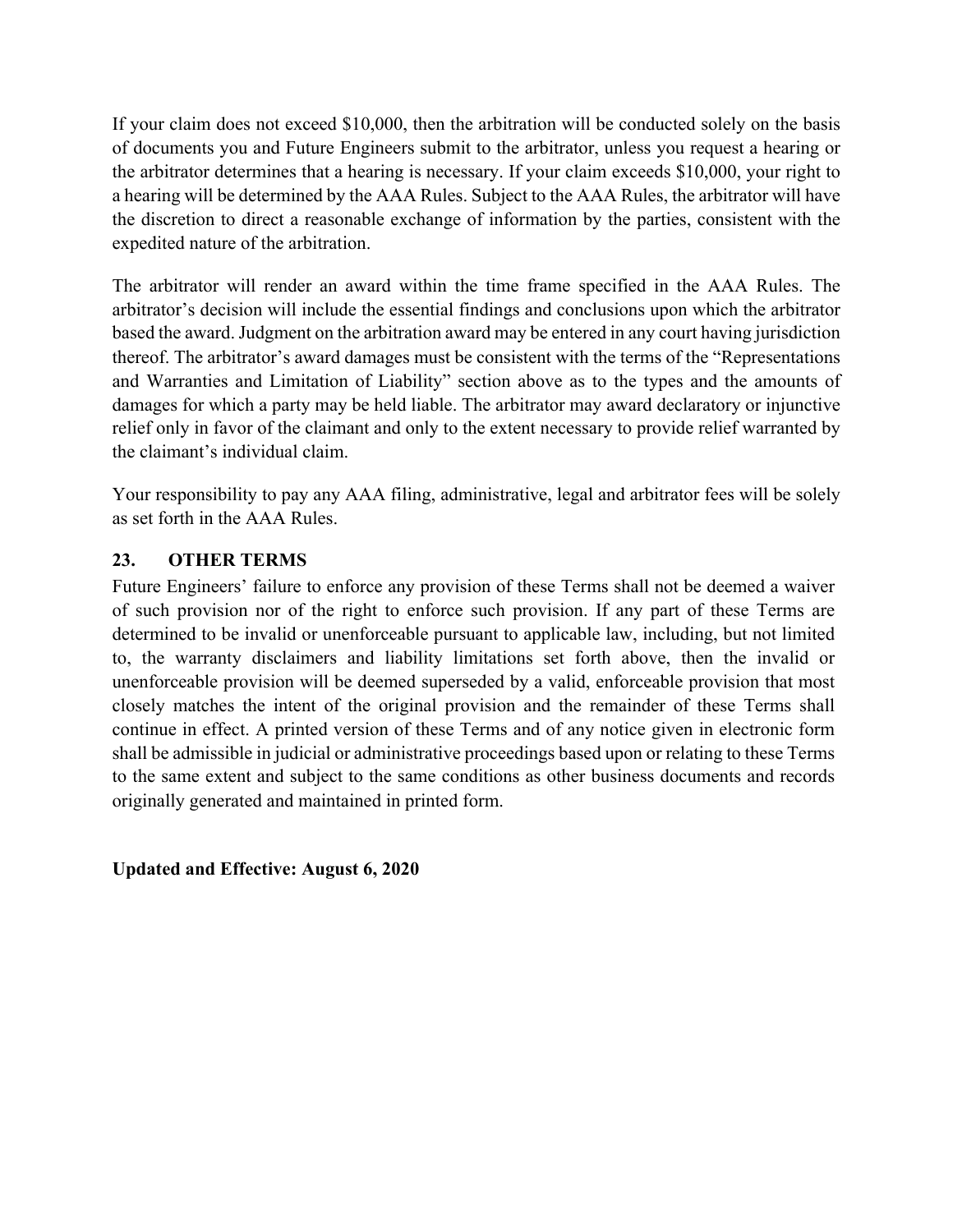If your claim does not exceed $10,000, then the arbitration will be conducted solely on the basis of documents you and Future Engineers submit to the arbitrator, unless you request a hearing or the arbitrator determines that a hearing is necessary. If your claim exceeds $10,000, your right to a hearing will be determined by the AAA Rules. Subject to the AAA Rules, the arbitrator will have the discretion to direct a reasonable exchange of information by the parties, consistent with the expedited nature of the arbitration.

The arbitrator will render an award within the time frame specified in the AAA Rules. The arbitrator's decision will include the essential findings and conclusions upon which the arbitrator based the award. Judgment on the arbitration award may be entered in any court having jurisdiction thereof. The arbitrator's award damages must be consistent with the terms of the "Representations and Warranties and Limitation of Liability" section above as to the types and the amounts of damages for which a party may be held liable. The arbitrator may award declaratory or injunctive relief only in favor of the claimant and only to the extent necessary to provide relief warranted by the claimant's individual claim.

Your responsibility to pay any AAA filing, administrative, legal and arbitrator fees will be solely as set forth in the AAA Rules.

## 23. OTHER TERMS

Future Engineers' failure to enforce any provision of these Terms shall not be deemed a waiver of such provision nor of the right to enforce such provision. If any part of these Terms are determined to be invalid or unenforceable pursuant to applicable law, including, but not limited to, the warranty disclaimers and liability limitations set forth above, then the invalid or unenforceable provision will be deemed superseded by a valid, enforceable provision that most closely matches the intent of the original provision and the remainder of these Terms shall continue in effect. A printed version of these Terms and of any notice given in electronic form shall be admissible in judicial or administrative proceedings based upon or relating to these Terms to the same extent and subject to the same conditions as other business documents and records originally generated and maintained in printed form.

**Updated and Effective: August 6, 2020**